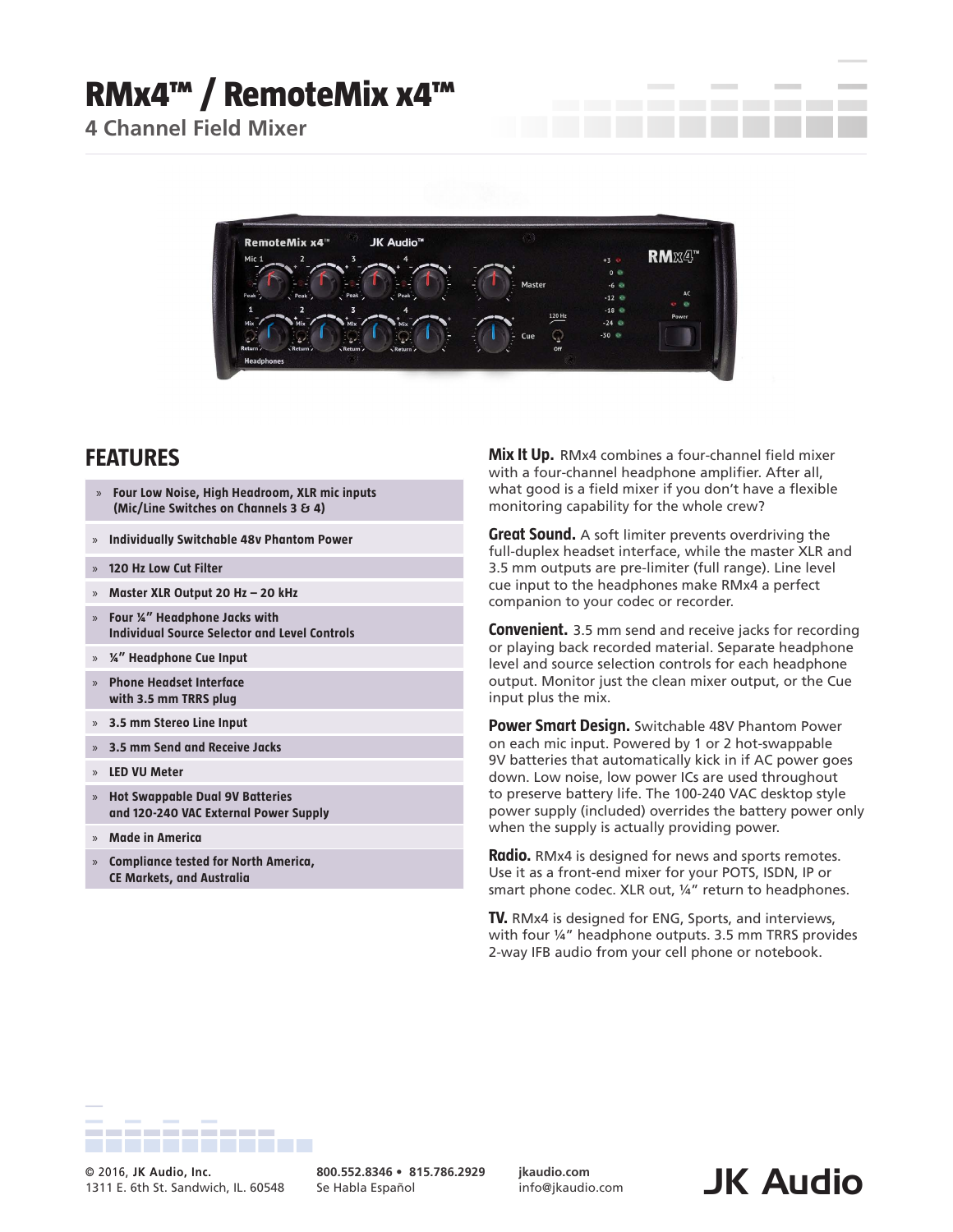# RMx4™ / RemoteMix x4™

## 4 Channel Field Mixer

## FEATURES

- Four Low Noise, High Headroom, XLR mic inputs (Mic/Line Switches on Channels 3 & 4)
- Individually Switchable 48v Phantom Power
- 120 Hz Low Cut Filter
- Master XLR Output 20 Hz – 20 kHz
- Four ¼" Headphone Jacks with Individual Source Selector and Level Controls
- ¼" Headphone Cue Input
- Phone Headset Interface with 3.5 mm TRRS plug
- 3.5 mm Stereo Line Input
- 3.5 mm Send and Receive Jacks
- LED VU Meter
- Hot Swappable Dual 9V Batteries and 120-240 VAC External Power Supply
- Made in America
- Compliance tested for North America, CE Markets, and Australia

**Mix It Up.** RMx4 combines a four-channel field mixer with a four-channel headphone amplifier. After all, what good is a field mixer if you don't have a flexible monitoring capability for the whole crew?

**Great Sound.** A soft limiter prevents overdriving the full-duplex headset interface, while the master XLR and 3.5 mm outputs are pre-limiter (full range). Line level cue input to the headphones make RMx4 a perfect companion to your codec or recorder.

**Convenient.** 3.5 mm send and receive jacks for recording or playing back recorded material. Separate headphone level and source selection controls for each headphone output. Monitor just the clean mixer output, or the Cue input plus the mix.

**Power Smart Design.** Switchable 48V Phantom Power on each mic input. Powered by 1 or 2 hot-swappable 9V batteries that automatically kick in if AC power goes down. Low noise, low power ICs are used throughout to preserve battery life. The 100-240 VAC desktop style power supply (included) overrides the battery power only when the supply is actually providing power.

**Radio.** RMx4 is designed for news and sports remotes. Use it as a front-end mixer for your POTS, ISDN, IP or smart phone codec. XLR out, ¼" return to headphones.

**TV.** RMx4 is designed for ENG, Sports, and interviews, with four ¼" headphone outputs. 3.5 mm TRRS provides 2-way IFB audio from your cell phone or notebook.

© 2016, JK Audio, Inc.
1311 E. 6th St. Sandwich, IL. 60548

800.552.8346 • 815.786.2929
Se Habla Español

jkaudio.com
info@jkaudio.com

JK Audio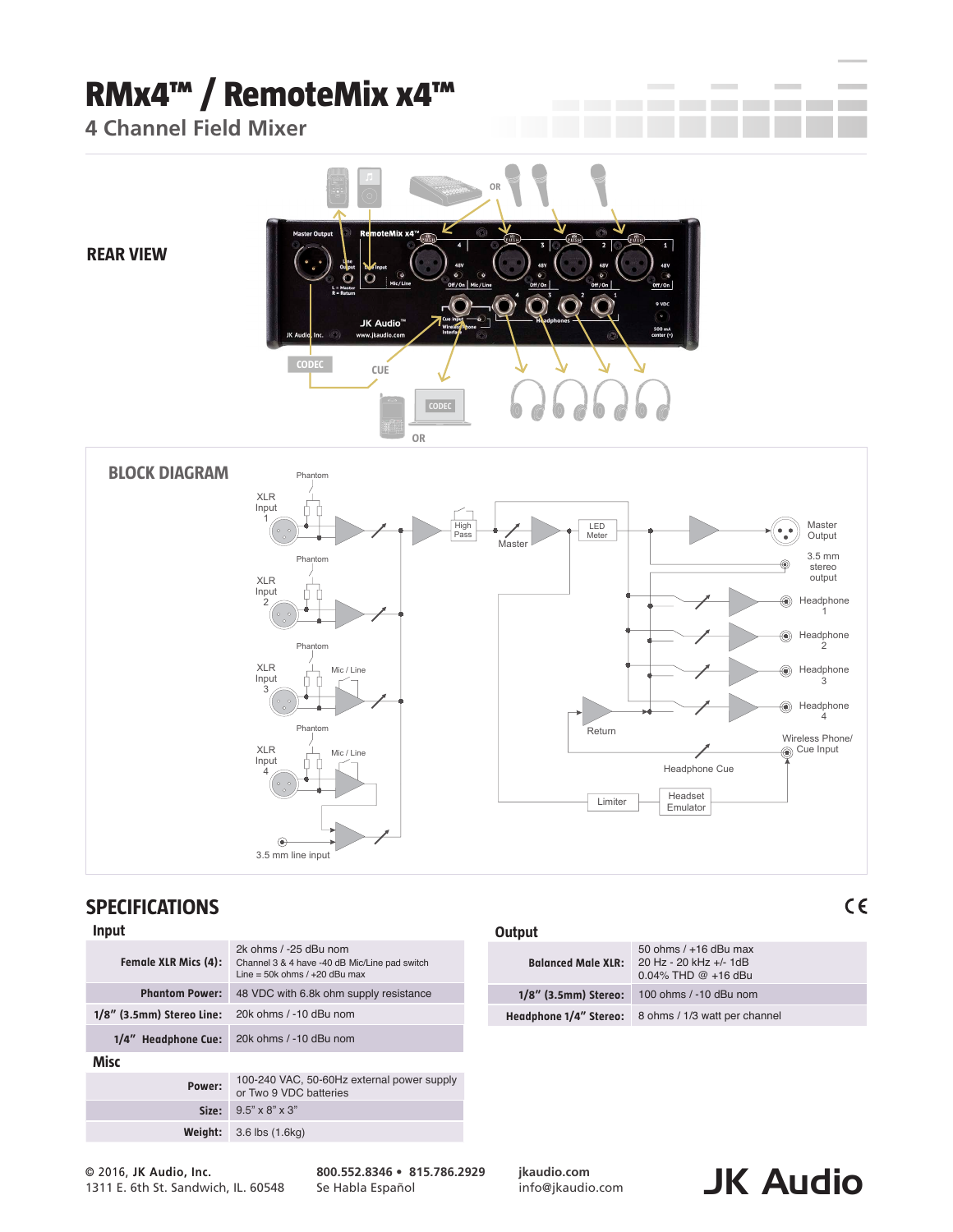# RMx4™ / RemoteMix x4™

## 4 Channel Field Mixer

### REAR VIEW

Master Output
RemoteMix x4™
Line Output
Cue Input
L = Master
R = Return
Mic/Line
48V
Off/On
4 3 2 1
Cue Input
Wireless Phone Interface
Headphones
9 VDC
500 mA center (+)
JK Audio™
www.jkaudio.com
JK Audio, Inc.
CODEC
CUE
OR
CODEC
OR

### BLOCK DIAGRAM

Phantom
XLR Input 1
Phantom
XLR Input 2
Phantom
XLR Input 3
Mic / Line
Phantom
XLR Input 4
Mic / Line
3.5 mm line input
High Pass
Master
LED Meter
Master Output
3.5 mm stereo output
Headphone 1
Headphone 2
Headphone 3
Headphone 4
Return
Wireless Phone/ Cue Input
Headphone Cue
Limiter
Headset Emulator

## SPECIFICATIONS

CE

### Input

| | |
|---|---|
| **Female XLR Mics (4):** | 2k ohms / -25 dBu nom<br>Channel 3 & 4 have -40 dB Mic/Line pad switch<br>Line = 50k ohms / +20 dBu max |
| **Phantom Power:** | 48 VDC with 6.8k ohm supply resistance |
| **1/8" (3.5mm) Stereo Line:** | 20k ohms / -10 dBu nom |
| **1/4" Headphone Cue:** | 20k ohms / -10 dBu nom |

### Misc

| | |
|---|---|
| **Power:** | 100-240 VAC, 50-60Hz external power supply or Two 9 VDC batteries |
| **Size:** | 9.5" x 8" x 3" |
| **Weight:** | 3.6 lbs (1.6kg) |

### Output

| | |
|---|---|
| **Balanced Male XLR:** | 50 ohms / +16 dBu max<br>20 Hz - 20 kHz +/- 1dB<br>0.04% THD @ +16 dBu |
| **1/8" (3.5mm) Stereo:** | 100 ohms / -10 dBu nom |
| **Headphone 1/4" Stereo:** | 8 ohms / 1/3 watt per channel |

© 2016, JK Audio, Inc.
1311 E. 6th St. Sandwich, IL. 60548

800.552.8346 • 815.786.2929
Se Habla Español

jkaudio.com
info@jkaudio.com

JK Audio